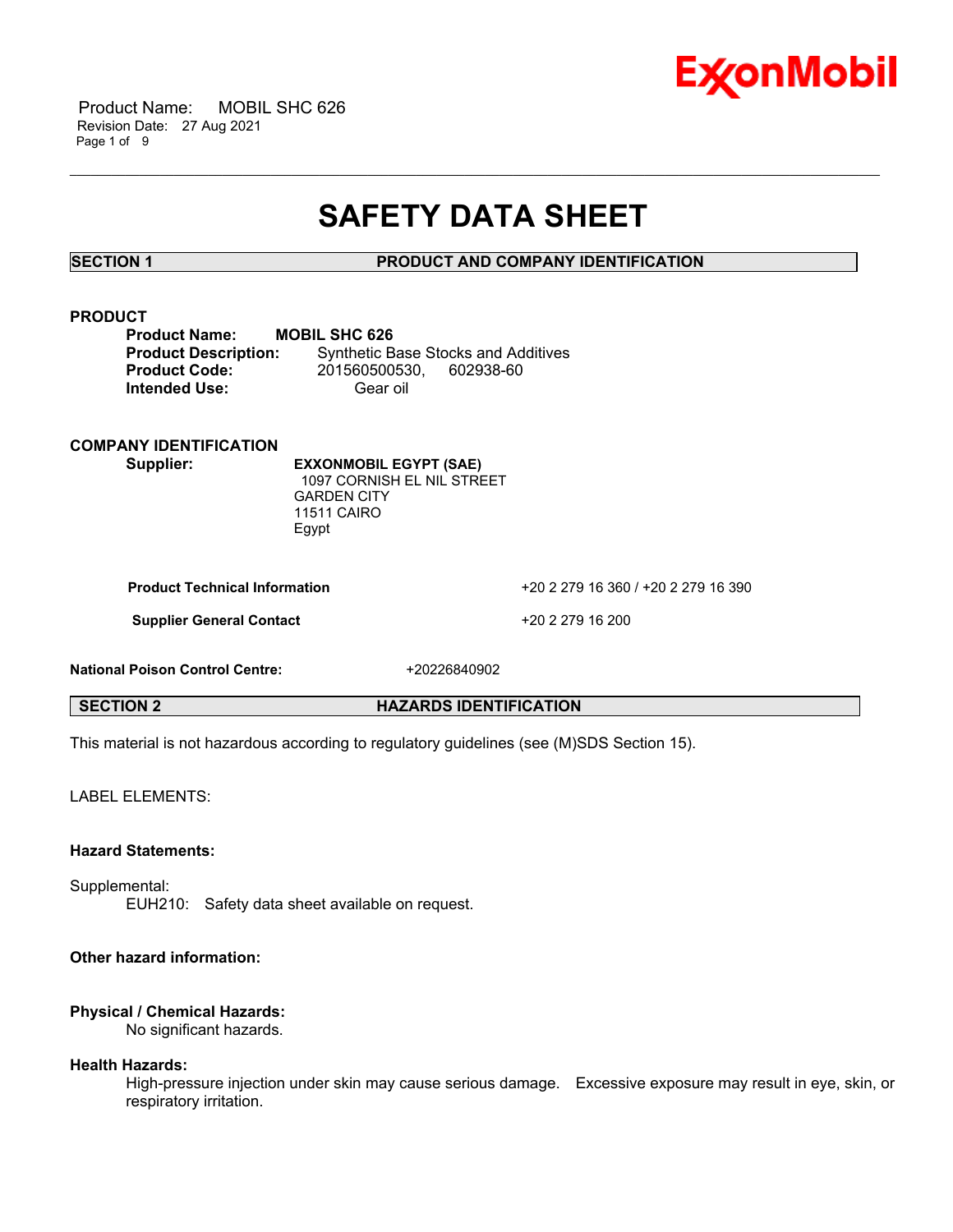# SAFETY DATA SHEET

## SECTION 1 PRODUCT AND COMPANY IDENTIFICATION

### PRODUCT

**Product Name:** **MOBIL SHC 626**
**Product Description:** Synthetic Base Stocks and Additives
**Product Code:** 201560500530, 602938-60
**Intended Use:** Gear oil

### COMPANY IDENTIFICATION

**Supplier:** **EXXONMOBIL EGYPT (SAE)**
1097 CORNISH EL NIL STREET
GARDEN CITY
11511 CAIRO
Egypt

| | |
|---|---|
| **Product Technical Information** | +20 2 279 16 360 / +20 2 279 16 390 |
| **Supplier General Contact** | +20 2 279 16 200 |

**National Poison Control Centre:** +20226840902

## SECTION 2 HAZARDS IDENTIFICATION

This material is not hazardous according to regulatory guidelines (see (M)SDS Section 15).

LABEL ELEMENTS:

**Hazard Statements:**

Supplemental:
EUH210: Safety data sheet available on request.

**Other hazard information:**

**Physical / Chemical Hazards:**
No significant hazards.

**Health Hazards:**
High-pressure injection under skin may cause serious damage. Excessive exposure may result in eye, skin, or respiratory irritation.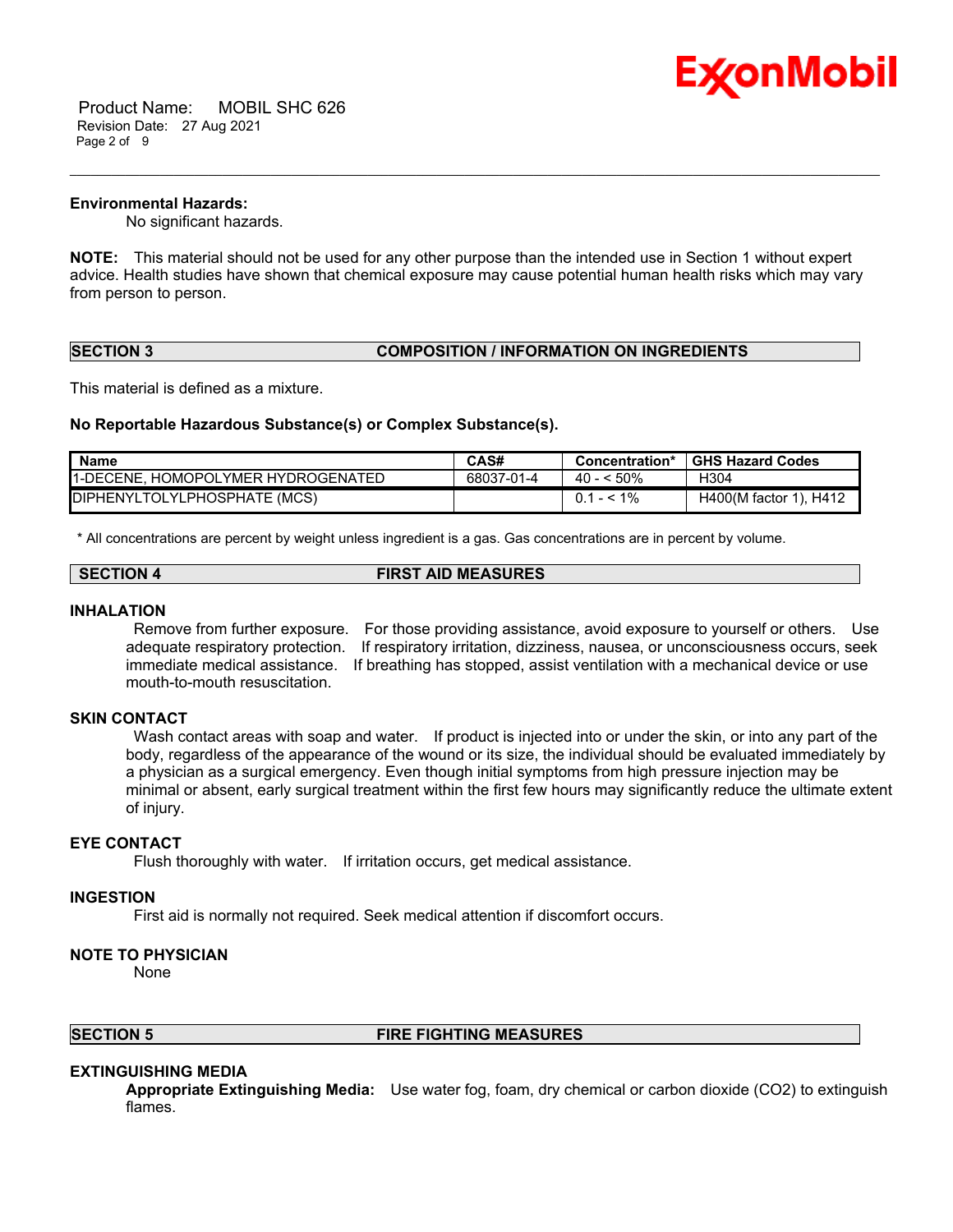**Environmental Hazards:**

No significant hazards.

**NOTE:** This material should not be used for any other purpose than the intended use in Section 1 without expert advice. Health studies have shown that chemical exposure may cause potential human health risks which may vary from person to person.

## SECTION 3 COMPOSITION / INFORMATION ON INGREDIENTS

This material is defined as a mixture.

**No Reportable Hazardous Substance(s) or Complex Substance(s).**

| Name | CAS# | Concentration* | GHS Hazard Codes |
|---|---|---|---|
| 1-DECENE, HOMOPOLYMER HYDROGENATED | 68037-01-4 | 40 - < 50% | H304 |
| DIPHENYLTOLYLPHOSPHATE (MCS) | | 0.1 - < 1% | H400(M factor 1), H412 |

* All concentrations are percent by weight unless ingredient is a gas. Gas concentrations are in percent by volume.

## SECTION 4 FIRST AID MEASURES

### INHALATION

Remove from further exposure. For those providing assistance, avoid exposure to yourself or others. Use adequate respiratory protection. If respiratory irritation, dizziness, nausea, or unconsciousness occurs, seek immediate medical assistance. If breathing has stopped, assist ventilation with a mechanical device or use mouth-to-mouth resuscitation.

### SKIN CONTACT

Wash contact areas with soap and water. If product is injected into or under the skin, or into any part of the body, regardless of the appearance of the wound or its size, the individual should be evaluated immediately by a physician as a surgical emergency. Even though initial symptoms from high pressure injection may be minimal or absent, early surgical treatment within the first few hours may significantly reduce the ultimate extent of injury.

### EYE CONTACT

Flush thoroughly with water. If irritation occurs, get medical assistance.

### INGESTION

First aid is normally not required. Seek medical attention if discomfort occurs.

### NOTE TO PHYSICIAN

None

## SECTION 5 FIRE FIGHTING MEASURES

### EXTINGUISHING MEDIA

**Appropriate Extinguishing Media:** Use water fog, foam, dry chemical or carbon dioxide ($CO_2$) to extinguish flames.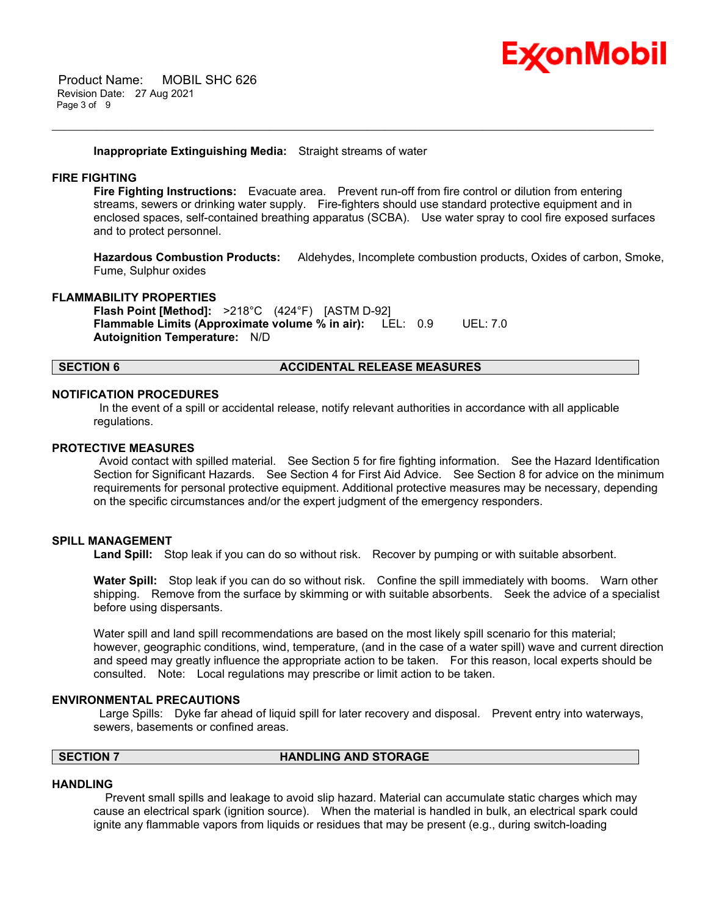**Inappropriate Extinguishing Media:** Straight streams of water

### FIRE FIGHTING

**Fire Fighting Instructions:** Evacuate area. Prevent run-off from fire control or dilution from entering streams, sewers or drinking water supply. Fire-fighters should use standard protective equipment and in enclosed spaces, self-contained breathing apparatus (SCBA). Use water spray to cool fire exposed surfaces and to protect personnel.

**Hazardous Combustion Products:** Aldehydes, Incomplete combustion products, Oxides of carbon, Smoke, Fume, Sulphur oxides

### FLAMMABILITY PROPERTIES

**Flash Point [Method]:** >218°C (424°F) [ASTM D-92]
**Flammable Limits (Approximate volume % in air):** LEL: 0.9 UEL: 7.0
**Autoignition Temperature:** N/D

## SECTION 6 ACCIDENTAL RELEASE MEASURES

### NOTIFICATION PROCEDURES

In the event of a spill or accidental release, notify relevant authorities in accordance with all applicable regulations.

### PROTECTIVE MEASURES

Avoid contact with spilled material. See Section 5 for fire fighting information. See the Hazard Identification Section for Significant Hazards. See Section 4 for First Aid Advice. See Section 8 for advice on the minimum requirements for personal protective equipment. Additional protective measures may be necessary, depending on the specific circumstances and/or the expert judgment of the emergency responders.

### SPILL MANAGEMENT

**Land Spill:** Stop leak if you can do so without risk. Recover by pumping or with suitable absorbent.

**Water Spill:** Stop leak if you can do so without risk. Confine the spill immediately with booms. Warn other shipping. Remove from the surface by skimming or with suitable absorbents. Seek the advice of a specialist before using dispersants.

Water spill and land spill recommendations are based on the most likely spill scenario for this material; however, geographic conditions, wind, temperature, (and in the case of a water spill) wave and current direction and speed may greatly influence the appropriate action to be taken. For this reason, local experts should be consulted. Note: Local regulations may prescribe or limit action to be taken.

### ENVIRONMENTAL PRECAUTIONS

Large Spills: Dyke far ahead of liquid spill for later recovery and disposal. Prevent entry into waterways, sewers, basements or confined areas.

## SECTION 7 HANDLING AND STORAGE

### HANDLING

Prevent small spills and leakage to avoid slip hazard. Material can accumulate static charges which may cause an electrical spark (ignition source). When the material is handled in bulk, an electrical spark could ignite any flammable vapors from liquids or residues that may be present (e.g., during switch-loading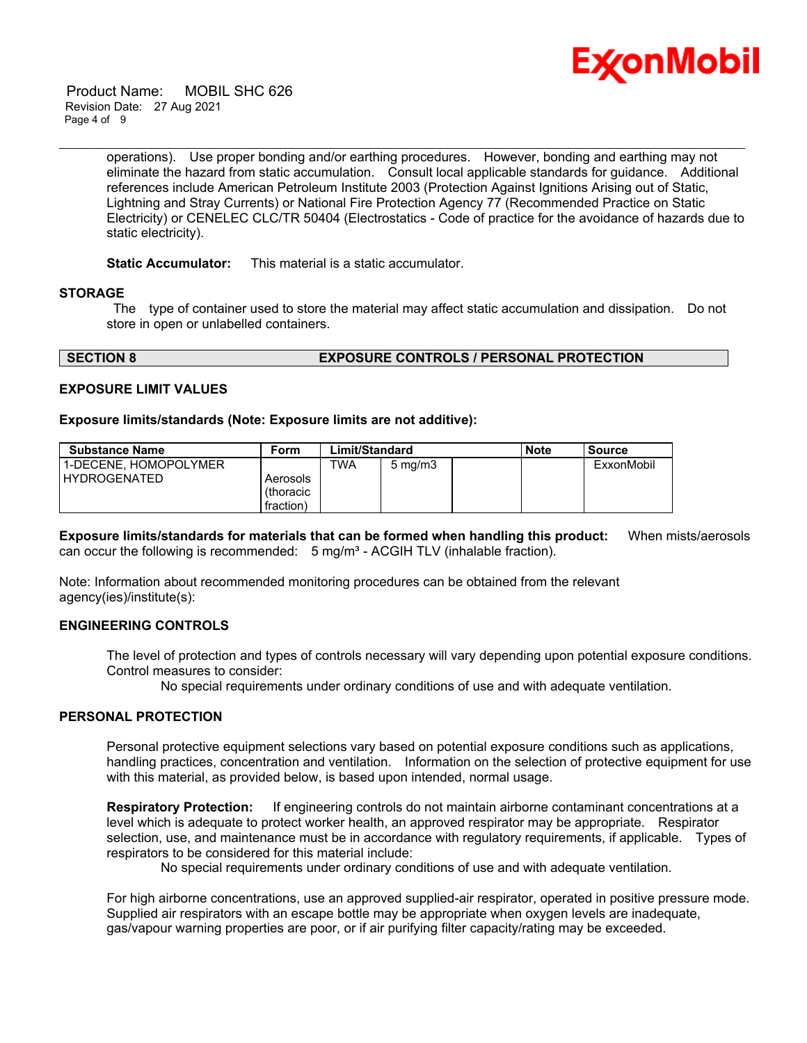operations). Use proper bonding and/or earthing procedures. However, bonding and earthing may not eliminate the hazard from static accumulation. Consult local applicable standards for guidance. Additional references include American Petroleum Institute 2003 (Protection Against Ignitions Arising out of Static, Lightning and Stray Currents) or National Fire Protection Agency 77 (Recommended Practice on Static Electricity) or CENELEC CLC/TR 50404 (Electrostatics - Code of practice for the avoidance of hazards due to static electricity).

**Static Accumulator:** This material is a static accumulator.

### STORAGE

The type of container used to store the material may affect static accumulation and dissipation. Do not store in open or unlabelled containers.

## SECTION 8 EXPOSURE CONTROLS / PERSONAL PROTECTION

### EXPOSURE LIMIT VALUES

**Exposure limits/standards (Note: Exposure limits are not additive):**

| Substance Name | Form | Limit/Standard | | | Note | Source |
|---|---|---|---|---|---|---|
| 1-DECENE, HOMOPOLYMER HYDROGENATED | Aerosols (thoracic fraction) | TWA | 5 mg/m3 | | | ExxonMobil |

**Exposure limits/standards for materials that can be formed when handling this product:** When mists/aerosols can occur the following is recommended: 5 mg/m³ - ACGIH TLV (inhalable fraction).

Note: Information about recommended monitoring procedures can be obtained from the relevant agency(ies)/institute(s):

### ENGINEERING CONTROLS

The level of protection and types of controls necessary will vary depending upon potential exposure conditions. Control measures to consider:

No special requirements under ordinary conditions of use and with adequate ventilation.

### PERSONAL PROTECTION

Personal protective equipment selections vary based on potential exposure conditions such as applications, handling practices, concentration and ventilation. Information on the selection of protective equipment for use with this material, as provided below, is based upon intended, normal usage.

**Respiratory Protection:** If engineering controls do not maintain airborne contaminant concentrations at a level which is adequate to protect worker health, an approved respirator may be appropriate. Respirator selection, use, and maintenance must be in accordance with regulatory requirements, if applicable. Types of respirators to be considered for this material include:

No special requirements under ordinary conditions of use and with adequate ventilation.

For high airborne concentrations, use an approved supplied-air respirator, operated in positive pressure mode. Supplied air respirators with an escape bottle may be appropriate when oxygen levels are inadequate, gas/vapour warning properties are poor, or if air purifying filter capacity/rating may be exceeded.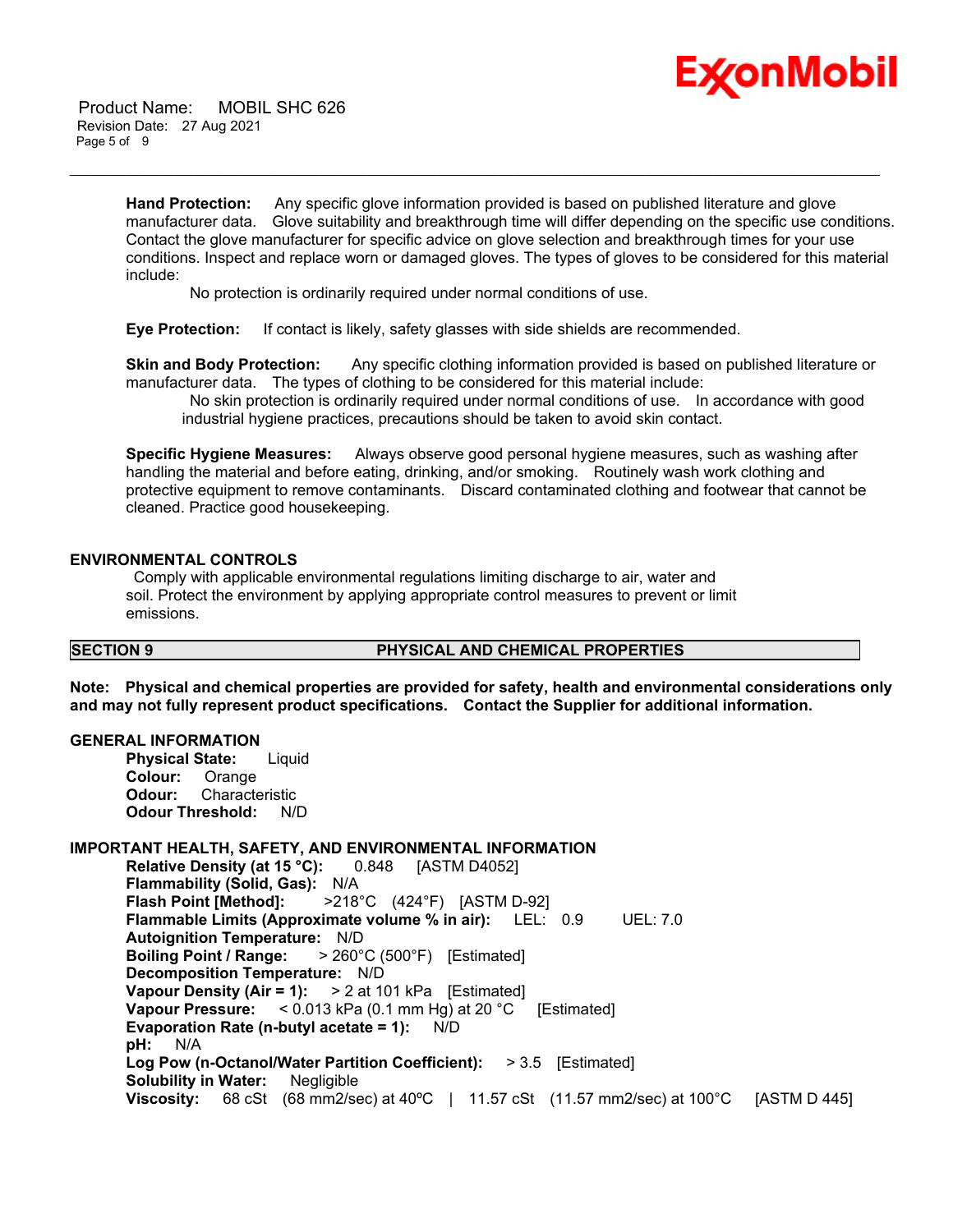**Hand Protection:** Any specific glove information provided is based on published literature and glove manufacturer data. Glove suitability and breakthrough time will differ depending on the specific use conditions. Contact the glove manufacturer for specific advice on glove selection and breakthrough times for your use conditions. Inspect and replace worn or damaged gloves. The types of gloves to be considered for this material include:

No protection is ordinarily required under normal conditions of use.

**Eye Protection:** If contact is likely, safety glasses with side shields are recommended.

**Skin and Body Protection:** Any specific clothing information provided is based on published literature or manufacturer data. The types of clothing to be considered for this material include:

No skin protection is ordinarily required under normal conditions of use. In accordance with good industrial hygiene practices, precautions should be taken to avoid skin contact.

**Specific Hygiene Measures:** Always observe good personal hygiene measures, such as washing after handling the material and before eating, drinking, and/or smoking. Routinely wash work clothing and protective equipment to remove contaminants. Discard contaminated clothing and footwear that cannot be cleaned. Practice good housekeeping.

### ENVIRONMENTAL CONTROLS

Comply with applicable environmental regulations limiting discharge to air, water and soil. Protect the environment by applying appropriate control measures to prevent or limit emissions.

## SECTION 9 PHYSICAL AND CHEMICAL PROPERTIES

**Note: Physical and chemical properties are provided for safety, health and environmental considerations only and may not fully represent product specifications. Contact the Supplier for additional information.**

### GENERAL INFORMATION

**Physical State:** Liquid
**Colour:** Orange
**Odour:** Characteristic
**Odour Threshold:** N/D

### IMPORTANT HEALTH, SAFETY, AND ENVIRONMENTAL INFORMATION

**Relative Density (at 15 °C):** 0.848 [ASTM D4052]
**Flammability (Solid, Gas):** N/A
**Flash Point [Method]:** >218°C (424°F) [ASTM D-92]
**Flammable Limits (Approximate volume % in air):** LEL: 0.9 UEL: 7.0
**Autoignition Temperature:** N/D
**Boiling Point / Range:** > 260°C (500°F) [Estimated]
**Decomposition Temperature:** N/D
**Vapour Density (Air = 1):** > 2 at 101 kPa [Estimated]
**Vapour Pressure:** < 0.013 kPa (0.1 mm Hg) at 20 °C [Estimated]
**Evaporation Rate (n-butyl acetate = 1):** N/D
**pH:** N/A
**Log Pow (n-Octanol/Water Partition Coefficient):** > 3.5 [Estimated]
**Solubility in Water:** Negligible
**Viscosity:** 68 cSt (68 mm2/sec) at 40ºC | 11.57 cSt (11.57 mm2/sec) at 100°C [ASTM D 445]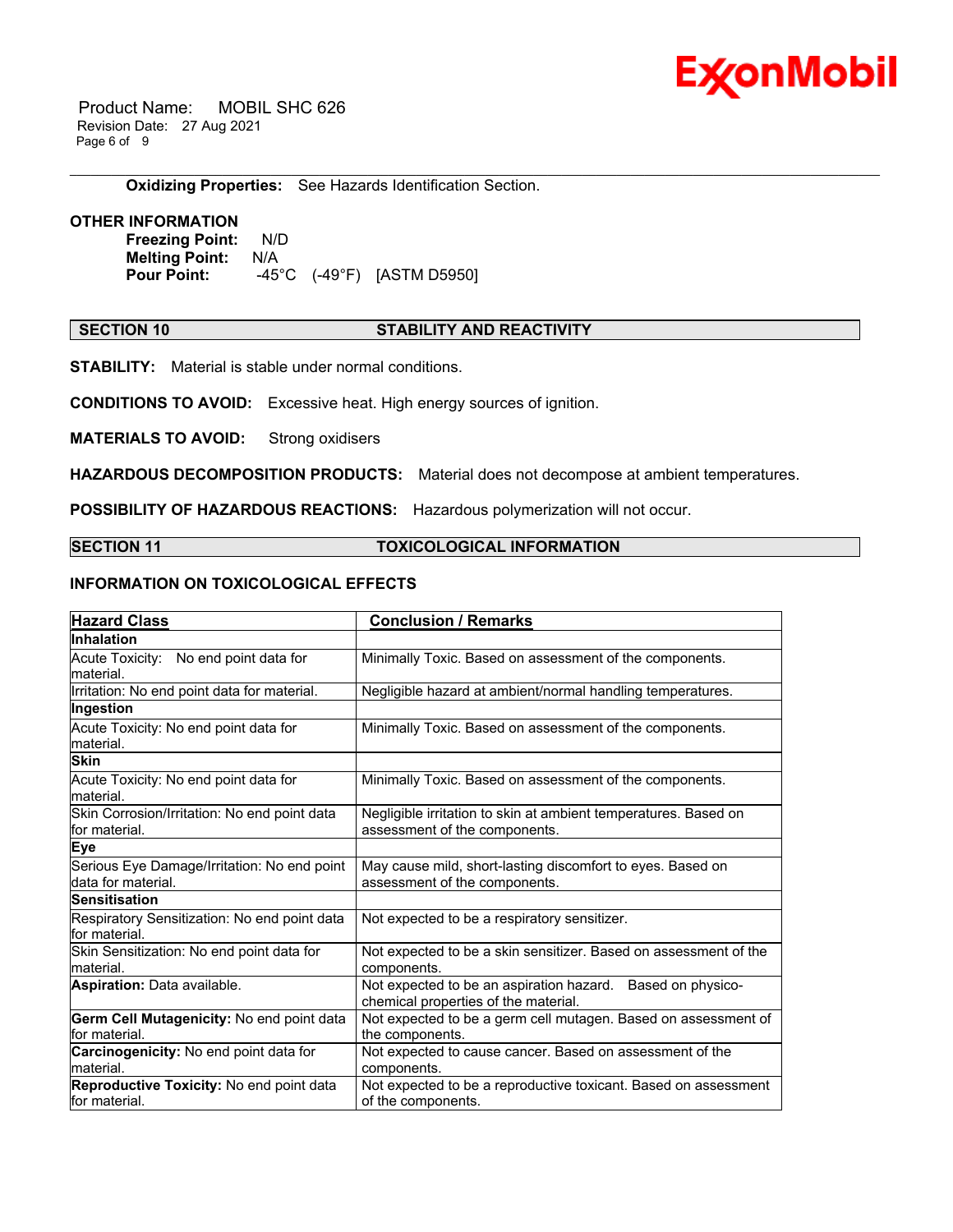**Oxidizing Properties:** See Hazards Identification Section.

**OTHER INFORMATION**

**Freezing Point:** N/D
**Melting Point:** N/A
**Pour Point:** -45°C (-49°F) [ASTM D5950]

## SECTION 10 STABILITY AND REACTIVITY

**STABILITY:** Material is stable under normal conditions.

**CONDITIONS TO AVOID:** Excessive heat. High energy sources of ignition.

**MATERIALS TO AVOID:** Strong oxidisers

**HAZARDOUS DECOMPOSITION PRODUCTS:** Material does not decompose at ambient temperatures.

**POSSIBILITY OF HAZARDOUS REACTIONS:** Hazardous polymerization will not occur.

## SECTION 11 TOXICOLOGICAL INFORMATION

### INFORMATION ON TOXICOLOGICAL EFFECTS

| Hazard Class | Conclusion / Remarks |
|---|---|
| **Inhalation** | |
| Acute Toxicity: No end point data for material. | Minimally Toxic. Based on assessment of the components. |
| Irritation: No end point data for material. | Negligible hazard at ambient/normal handling temperatures. |
| **Ingestion** | |
| Acute Toxicity: No end point data for material. | Minimally Toxic. Based on assessment of the components. |
| **Skin** | |
| Acute Toxicity: No end point data for material. | Minimally Toxic. Based on assessment of the components. |
| Skin Corrosion/Irritation: No end point data for material. | Negligible irritation to skin at ambient temperatures. Based on assessment of the components. |
| **Eye** | |
| Serious Eye Damage/Irritation: No end point data for material. | May cause mild, short-lasting discomfort to eyes. Based on assessment of the components. |
| **Sensitisation** | |
| Respiratory Sensitization: No end point data for material. | Not expected to be a respiratory sensitizer. |
| Skin Sensitization: No end point data for material. | Not expected to be a skin sensitizer. Based on assessment of the components. |
| **Aspiration:** Data available. | Not expected to be an aspiration hazard. Based on physico-chemical properties of the material. |
| **Germ Cell Mutagenicity:** No end point data for material. | Not expected to be a germ cell mutagen. Based on assessment of the components. |
| **Carcinogenicity:** No end point data for material. | Not expected to cause cancer. Based on assessment of the components. |
| **Reproductive Toxicity:** No end point data for material. | Not expected to be a reproductive toxicant. Based on assessment of the components. |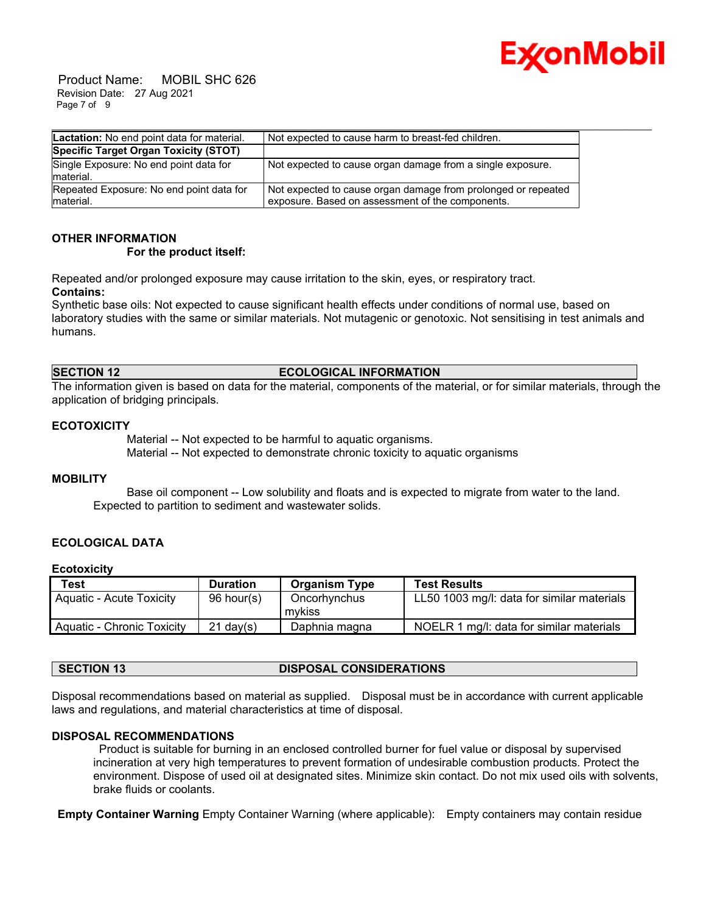| | |
|---|---|
| **Lactation:** No end point data for material. | Not expected to cause harm to breast-fed children. |
| **Specific Target Organ Toxicity (STOT)** | |
| Single Exposure: No end point data for material. | Not expected to cause organ damage from a single exposure. |
| Repeated Exposure: No end point data for material. | Not expected to cause organ damage from prolonged or repeated exposure. Based on assessment of the components. |

### OTHER INFORMATION

**For the product itself:**

Repeated and/or prolonged exposure may cause irritation to the skin, eyes, or respiratory tract.

**Contains:**

Synthetic base oils: Not expected to cause significant health effects under conditions of normal use, based on laboratory studies with the same or similar materials. Not mutagenic or genotoxic. Not sensitising in test animals and humans.

## SECTION 12 ECOLOGICAL INFORMATION

The information given is based on data for the material, components of the material, or for similar materials, through the application of bridging principals.

### ECOTOXICITY

Material -- Not expected to be harmful to aquatic organisms.
Material -- Not expected to demonstrate chronic toxicity to aquatic organisms

### MOBILITY

Base oil component -- Low solubility and floats and is expected to migrate from water to the land. Expected to partition to sediment and wastewater solids.

### ECOLOGICAL DATA

**Ecotoxicity**

| Test | Duration | Organism Type | Test Results |
|---|---|---|---|
| Aquatic - Acute Toxicity | 96 hour(s) | Oncorhynchus mykiss | LL50 1003 mg/l: data for similar materials |
| Aquatic - Chronic Toxicity | 21 day(s) | Daphnia magna | NOELR 1 mg/l: data for similar materials |

## SECTION 13 DISPOSAL CONSIDERATIONS

Disposal recommendations based on material as supplied. Disposal must be in accordance with current applicable laws and regulations, and material characteristics at time of disposal.

### DISPOSAL RECOMMENDATIONS

Product is suitable for burning in an enclosed controlled burner for fuel value or disposal by supervised incineration at very high temperatures to prevent formation of undesirable combustion products. Protect the environment. Dispose of used oil at designated sites. Minimize skin contact. Do not mix used oils with solvents, brake fluids or coolants.

**Empty Container Warning** Empty Container Warning (where applicable): Empty containers may contain residue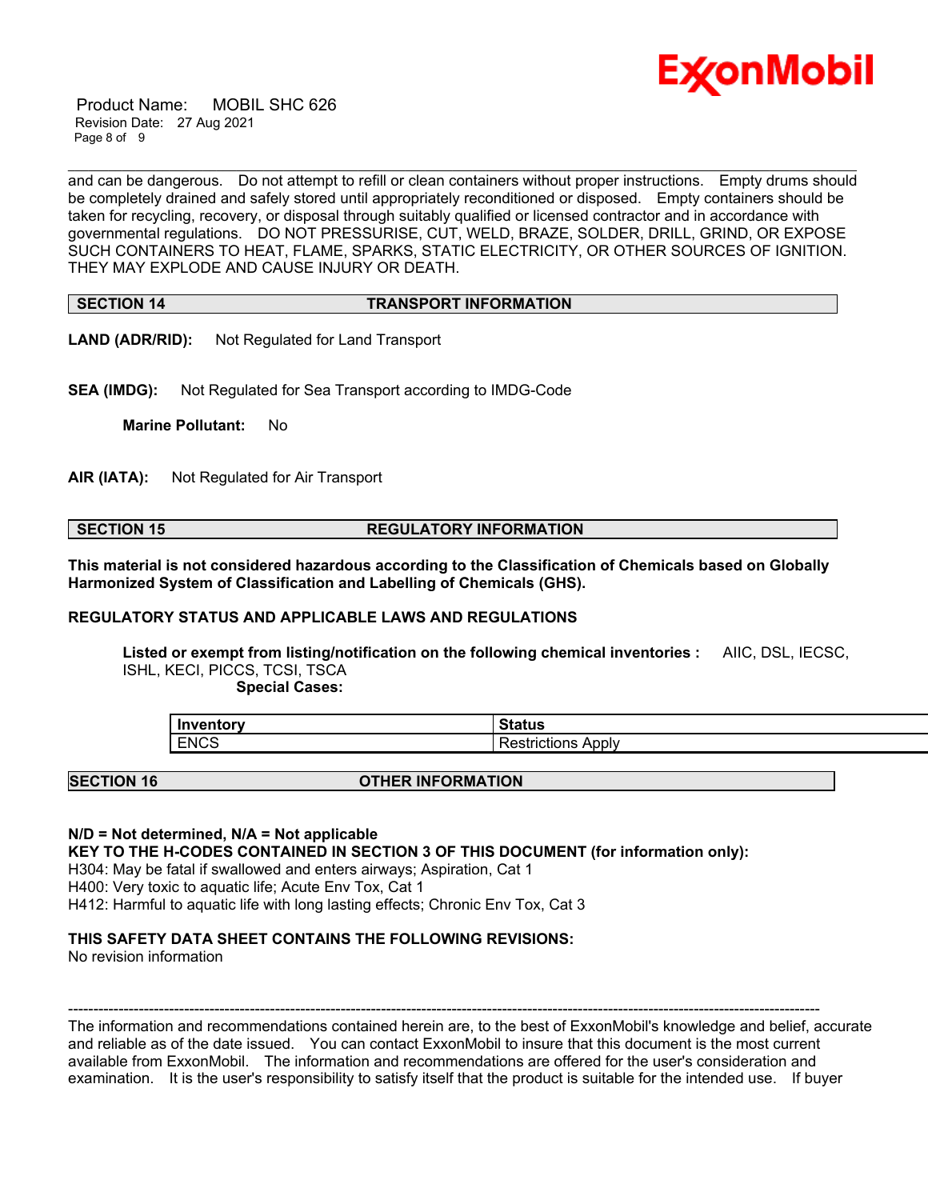and can be dangerous. Do not attempt to refill or clean containers without proper instructions. Empty drums should be completely drained and safely stored until appropriately reconditioned or disposed. Empty containers should be taken for recycling, recovery, or disposal through suitably qualified or licensed contractor and in accordance with governmental regulations. DO NOT PRESSURISE, CUT, WELD, BRAZE, SOLDER, DRILL, GRIND, OR EXPOSE SUCH CONTAINERS TO HEAT, FLAME, SPARKS, STATIC ELECTRICITY, OR OTHER SOURCES OF IGNITION. THEY MAY EXPLODE AND CAUSE INJURY OR DEATH.

## SECTION 14 TRANSPORT INFORMATION

**LAND (ADR/RID):** Not Regulated for Land Transport

**SEA (IMDG):** Not Regulated for Sea Transport according to IMDG-Code

**Marine Pollutant:** No

**AIR (IATA):** Not Regulated for Air Transport

## SECTION 15 REGULATORY INFORMATION

**This material is not considered hazardous according to the Classification of Chemicals based on Globally Harmonized System of Classification and Labelling of Chemicals (GHS).**

**REGULATORY STATUS AND APPLICABLE LAWS AND REGULATIONS**

**Listed or exempt from listing/notification on the following chemical inventories :** AIIC, DSL, IECSC, ISHL, KECI, PICCS, TCSI, TSCA

**Special Cases:**

| Inventory | Status |
|---|---|
| ENCS | Restrictions Apply |

## SECTION 16 OTHER INFORMATION

**N/D = Not determined, N/A = Not applicable**

**KEY TO THE H-CODES CONTAINED IN SECTION 3 OF THIS DOCUMENT (for information only):**

H304: May be fatal if swallowed and enters airways; Aspiration, Cat 1
H400: Very toxic to aquatic life; Acute Env Tox, Cat 1
H412: Harmful to aquatic life with long lasting effects; Chronic Env Tox, Cat 3

**THIS SAFETY DATA SHEET CONTAINS THE FOLLOWING REVISIONS:**

No revision information

---

The information and recommendations contained herein are, to the best of ExxonMobil's knowledge and belief, accurate and reliable as of the date issued. You can contact ExxonMobil to insure that this document is the most current available from ExxonMobil. The information and recommendations are offered for the user's consideration and examination. It is the user's responsibility to satisfy itself that the product is suitable for the intended use. If buyer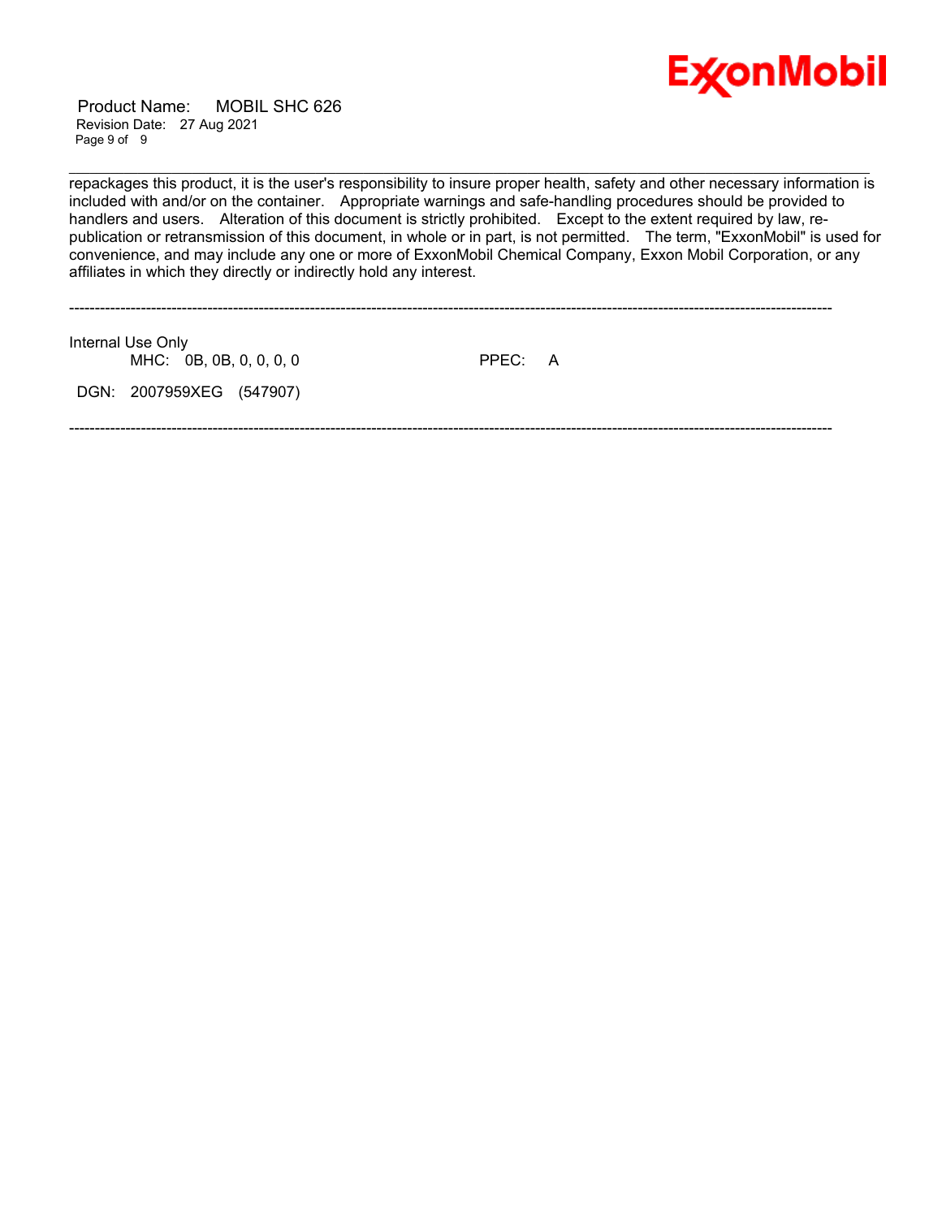repackages this product, it is the user's responsibility to insure proper health, safety and other necessary information is included with and/or on the container. Appropriate warnings and safe-handling procedures should be provided to handlers and users. Alteration of this document is strictly prohibited. Except to the extent required by law, re-publication or retransmission of this document, in whole or in part, is not permitted. The term, "ExxonMobil" is used for convenience, and may include any one or more of ExxonMobil Chemical Company, Exxon Mobil Corporation, or any affiliates in which they directly or indirectly hold any interest.

-----------------------------------------------------------------------------------------------------------------------------------------------

Internal Use Only

MHC: 0B, 0B, 0, 0, 0, 0 PPEC: A

DGN: 2007959XEG (547907)

-----------------------------------------------------------------------------------------------------------------------------------------------